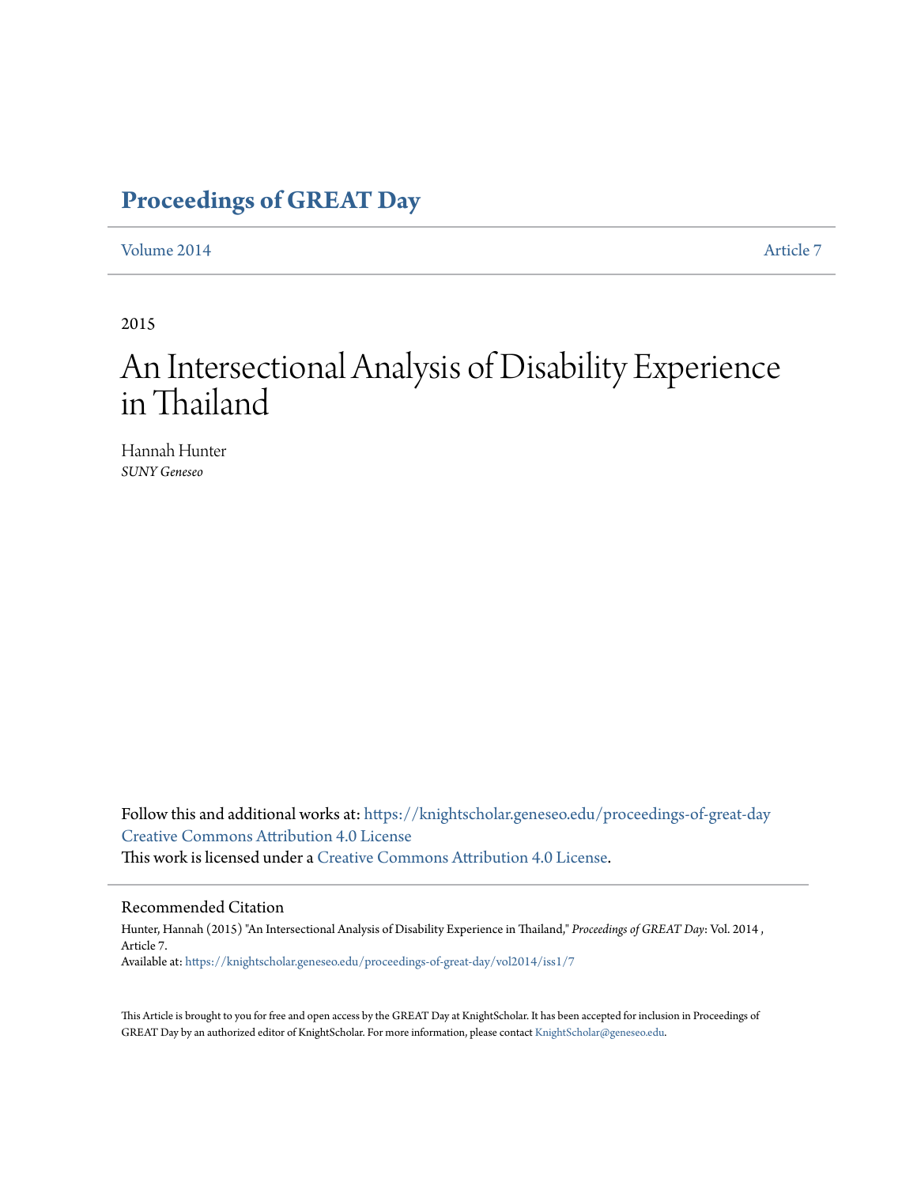# Proceedings of GREAT Day

Volume 2014 Article 7

2015

# An Intersectional Analysis of Disability Experience in Thailand

Hannah Hunter
*SUNY Geneseo*

Follow this and additional works at: https://knightscholar.geneseo.edu/proceedings-of-great-day
Creative Commons Attribution 4.0 License
This work is licensed under a Creative Commons Attribution 4.0 License.

## Recommended Citation

Hunter, Hannah (2015) "An Intersectional Analysis of Disability Experience in Thailand," *Proceedings of GREAT Day*: Vol. 2014 , Article 7.
Available at: https://knightscholar.geneseo.edu/proceedings-of-great-day/vol2014/iss1/7

This Article is brought to you for free and open access by the GREAT Day at KnightScholar. It has been accepted for inclusion in Proceedings of GREAT Day by an authorized editor of KnightScholar. For more information, please contact KnightScholar@geneseo.edu.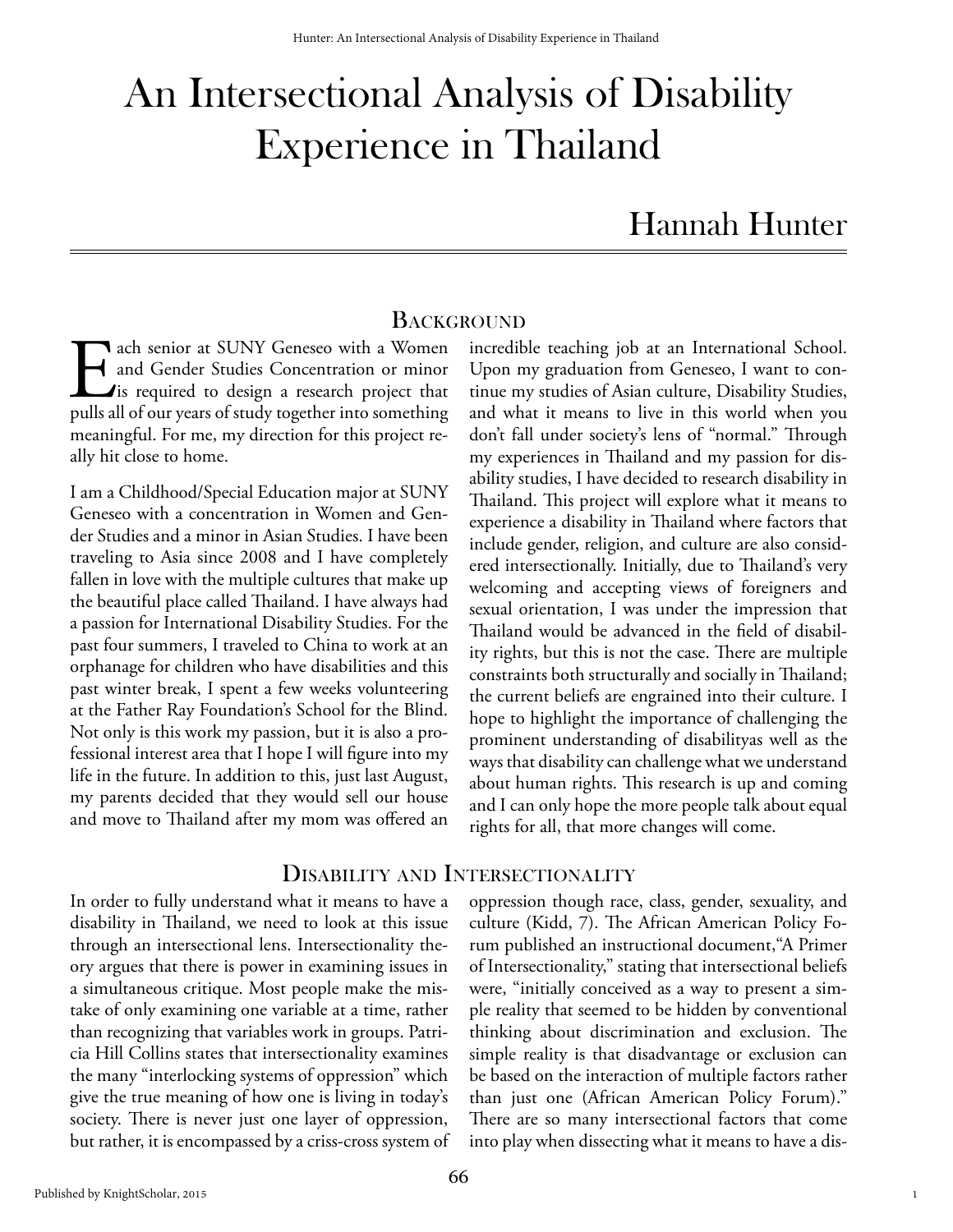# An Intersectional Analysis of Disability Experience in Thailand

## Hannah Hunter

### Background

Each senior at SUNY Geneseo with a Women and Gender Studies Concentration or minor is required to design a research project that pulls all of our years of study together into something meaningful. For me, my direction for this project really hit close to home.

I am a Childhood/Special Education major at SUNY Geneseo with a concentration in Women and Gender Studies and a minor in Asian Studies. I have been traveling to Asia since 2008 and I have completely fallen in love with the multiple cultures that make up the beautiful place called Thailand. I have always had a passion for International Disability Studies. For the past four summers, I traveled to China to work at an orphanage for children who have disabilities and this past winter break, I spent a few weeks volunteering at the Father Ray Foundation's School for the Blind. Not only is this work my passion, but it is also a professional interest area that I hope I will figure into my life in the future. In addition to this, just last August, my parents decided that they would sell our house and move to Thailand after my mom was offered an incredible teaching job at an International School. Upon my graduation from Geneseo, I want to continue my studies of Asian culture, Disability Studies, and what it means to live in this world when you don't fall under society's lens of "normal." Through my experiences in Thailand and my passion for disability studies, I have decided to research disability in Thailand. This project will explore what it means to experience a disability in Thailand where factors that include gender, religion, and culture are also considered intersectionally. Initially, due to Thailand's very welcoming and accepting views of foreigners and sexual orientation, I was under the impression that Thailand would be advanced in the field of disability rights, but this is not the case. There are multiple constraints both structurally and socially in Thailand; the current beliefs are engrained into their culture. I hope to highlight the importance of challenging the prominent understanding of disabilityas well as the ways that disability can challenge what we understand about human rights. This research is up and coming and I can only hope the more people talk about equal rights for all, that more changes will come.

### Disability and Intersectionality

In order to fully understand what it means to have a disability in Thailand, we need to look at this issue through an intersectional lens. Intersectionality theory argues that there is power in examining issues in a simultaneous critique. Most people make the mistake of only examining one variable at a time, rather than recognizing that variables work in groups. Patricia Hill Collins states that intersectionality examines the many "interlocking systems of oppression" which give the true meaning of how one is living in today's society. There is never just one layer of oppression, but rather, it is encompassed by a criss-cross system of oppression though race, class, gender, sexuality, and culture (Kidd, 7). The African American Policy Forum published an instructional document,"A Primer of Intersectionality," stating that intersectional beliefs were, "initially conceived as a way to present a simple reality that seemed to be hidden by conventional thinking about discrimination and exclusion. The simple reality is that disadvantage or exclusion can be based on the interaction of multiple factors rather than just one (African American Policy Forum)." There are so many intersectional factors that come into play when dissecting what it means to have a dis-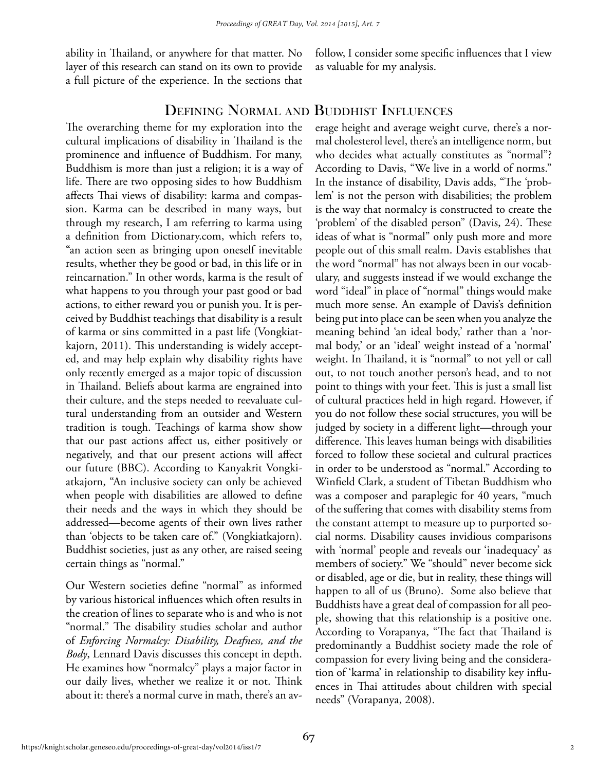ability in Thailand, or anywhere for that matter. No layer of this research can stand on its own to provide a full picture of the experience. In the sections that follow, I consider some specific influences that I view as valuable for my analysis.

## Defining Normal and Buddhist Influences

The overarching theme for my exploration into the cultural implications of disability in Thailand is the prominence and influence of Buddhism. For many, Buddhism is more than just a religion; it is a way of life. There are two opposing sides to how Buddhism affects Thai views of disability: karma and compassion. Karma can be described in many ways, but through my research, I am referring to karma using a definition from Dictionary.com, which refers to, "an action seen as bringing upon oneself inevitable results, whether they be good or bad, in this life or in reincarnation." In other words, karma is the result of what happens to you through your past good or bad actions, to either reward you or punish you. It is perceived by Buddhist teachings that disability is a result of karma or sins committed in a past life (Vongkiatkajorn, 2011). This understanding is widely accepted, and may help explain why disability rights have only recently emerged as a major topic of discussion in Thailand. Beliefs about karma are engrained into their culture, and the steps needed to reevaluate cultural understanding from an outsider and Western tradition is tough. Teachings of karma show show that our past actions affect us, either positively or negatively, and that our present actions will affect our future (BBC). According to Kanyakrit Vongkiatkajorn, "An inclusive society can only be achieved when people with disabilities are allowed to define their needs and the ways in which they should be addressed—become agents of their own lives rather than 'objects to be taken care of." (Vongkiatkajorn). Buddhist societies, just as any other, are raised seeing certain things as "normal."

Our Western societies define "normal" as informed by various historical influences which often results in the creation of lines to separate who is and who is not "normal." The disability studies scholar and author of *Enforcing Normalcy: Disability, Deafness, and the Body*, Lennard Davis discusses this concept in depth. He examines how "normalcy" plays a major factor in our daily lives, whether we realize it or not. Think about it: there's a normal curve in math, there's an average height and average weight curve, there's a normal cholesterol level, there's an intelligence norm, but who decides what actually constitutes as "normal"? According to Davis, "We live in a world of norms." In the instance of disability, Davis adds, "The 'problem' is not the person with disabilities; the problem is the way that normalcy is constructed to create the 'problem' of the disabled person" (Davis, 24). These ideas of what is "normal" only push more and more people out of this small realm. Davis establishes that the word "normal" has not always been in our vocabulary, and suggests instead if we would exchange the word "ideal" in place of "normal" things would make much more sense. An example of Davis's definition being put into place can be seen when you analyze the meaning behind 'an ideal body,' rather than a 'normal body,' or an 'ideal' weight instead of a 'normal' weight. In Thailand, it is "normal" to not yell or call out, to not touch another person's head, and to not point to things with your feet. This is just a small list of cultural practices held in high regard. However, if you do not follow these social structures, you will be judged by society in a different light—through your difference. This leaves human beings with disabilities forced to follow these societal and cultural practices in order to be understood as "normal." According to Winfield Clark, a student of Tibetan Buddhism who was a composer and paraplegic for 40 years, "much of the suffering that comes with disability stems from the constant attempt to measure up to purported social norms. Disability causes invidious comparisons with 'normal' people and reveals our 'inadequacy' as members of society." We "should" never become sick or disabled, age or die, but in reality, these things will happen to all of us (Bruno). Some also believe that Buddhists have a great deal of compassion for all people, showing that this relationship is a positive one. According to Vorapanya, "The fact that Thailand is predominantly a Buddhist society made the role of compassion for every living being and the consideration of 'karma' in relationship to disability key influences in Thai attitudes about children with special needs" (Vorapanya, 2008).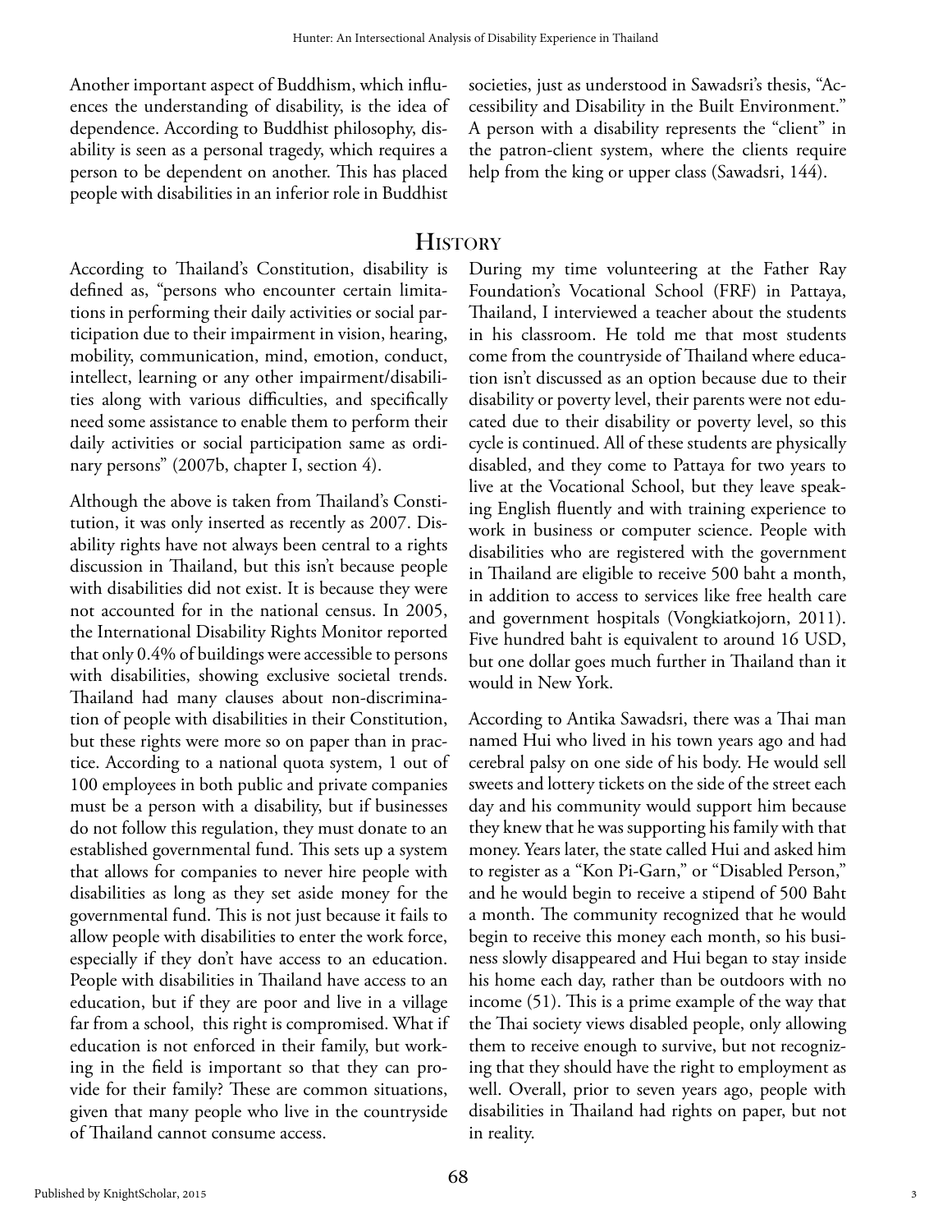Another important aspect of Buddhism, which influences the understanding of disability, is the idea of dependence. According to Buddhist philosophy, disability is seen as a personal tragedy, which requires a person to be dependent on another. This has placed people with disabilities in an inferior role in Buddhist societies, just as understood in Sawadsri's thesis, "Accessibility and Disability in the Built Environment." A person with a disability represents the "client" in the patron-client system, where the clients require help from the king or upper class (Sawadsri, 144).

## History

According to Thailand's Constitution, disability is defined as, "persons who encounter certain limitations in performing their daily activities or social participation due to their impairment in vision, hearing, mobility, communication, mind, emotion, conduct, intellect, learning or any other impairment/disabilities along with various difficulties, and specifically need some assistance to enable them to perform their daily activities or social participation same as ordinary persons" (2007b, chapter I, section 4).

Although the above is taken from Thailand's Constitution, it was only inserted as recently as 2007. Disability rights have not always been central to a rights discussion in Thailand, but this isn't because people with disabilities did not exist. It is because they were not accounted for in the national census. In 2005, the International Disability Rights Monitor reported that only 0.4% of buildings were accessible to persons with disabilities, showing exclusive societal trends. Thailand had many clauses about non-discrimination of people with disabilities in their Constitution, but these rights were more so on paper than in practice. According to a national quota system, 1 out of 100 employees in both public and private companies must be a person with a disability, but if businesses do not follow this regulation, they must donate to an established governmental fund. This sets up a system that allows for companies to never hire people with disabilities as long as they set aside money for the governmental fund. This is not just because it fails to allow people with disabilities to enter the work force, especially if they don't have access to an education. People with disabilities in Thailand have access to an education, but if they are poor and live in a village far from a school, this right is compromised. What if education is not enforced in their family, but working in the field is important so that they can provide for their family? These are common situations, given that many people who live in the countryside of Thailand cannot consume access.

During my time volunteering at the Father Ray Foundation's Vocational School (FRF) in Pattaya, Thailand, I interviewed a teacher about the students in his classroom. He told me that most students come from the countryside of Thailand where education isn't discussed as an option because due to their disability or poverty level, their parents were not educated due to their disability or poverty level, so this cycle is continued. All of these students are physically disabled, and they come to Pattaya for two years to live at the Vocational School, but they leave speaking English fluently and with training experience to work in business or computer science. People with disabilities who are registered with the government in Thailand are eligible to receive 500 baht a month, in addition to access to services like free health care and government hospitals (Vongkiatkojorn, 2011). Five hundred baht is equivalent to around 16 USD, but one dollar goes much further in Thailand than it would in New York.

According to Antika Sawadsri, there was a Thai man named Hui who lived in his town years ago and had cerebral palsy on one side of his body. He would sell sweets and lottery tickets on the side of the street each day and his community would support him because they knew that he was supporting his family with that money. Years later, the state called Hui and asked him to register as a "Kon Pi-Garn," or "Disabled Person," and he would begin to receive a stipend of 500 Baht a month. The community recognized that he would begin to receive this money each month, so his business slowly disappeared and Hui began to stay inside his home each day, rather than be outdoors with no income (51). This is a prime example of the way that the Thai society views disabled people, only allowing them to receive enough to survive, but not recognizing that they should have the right to employment as well. Overall, prior to seven years ago, people with disabilities in Thailand had rights on paper, but not in reality.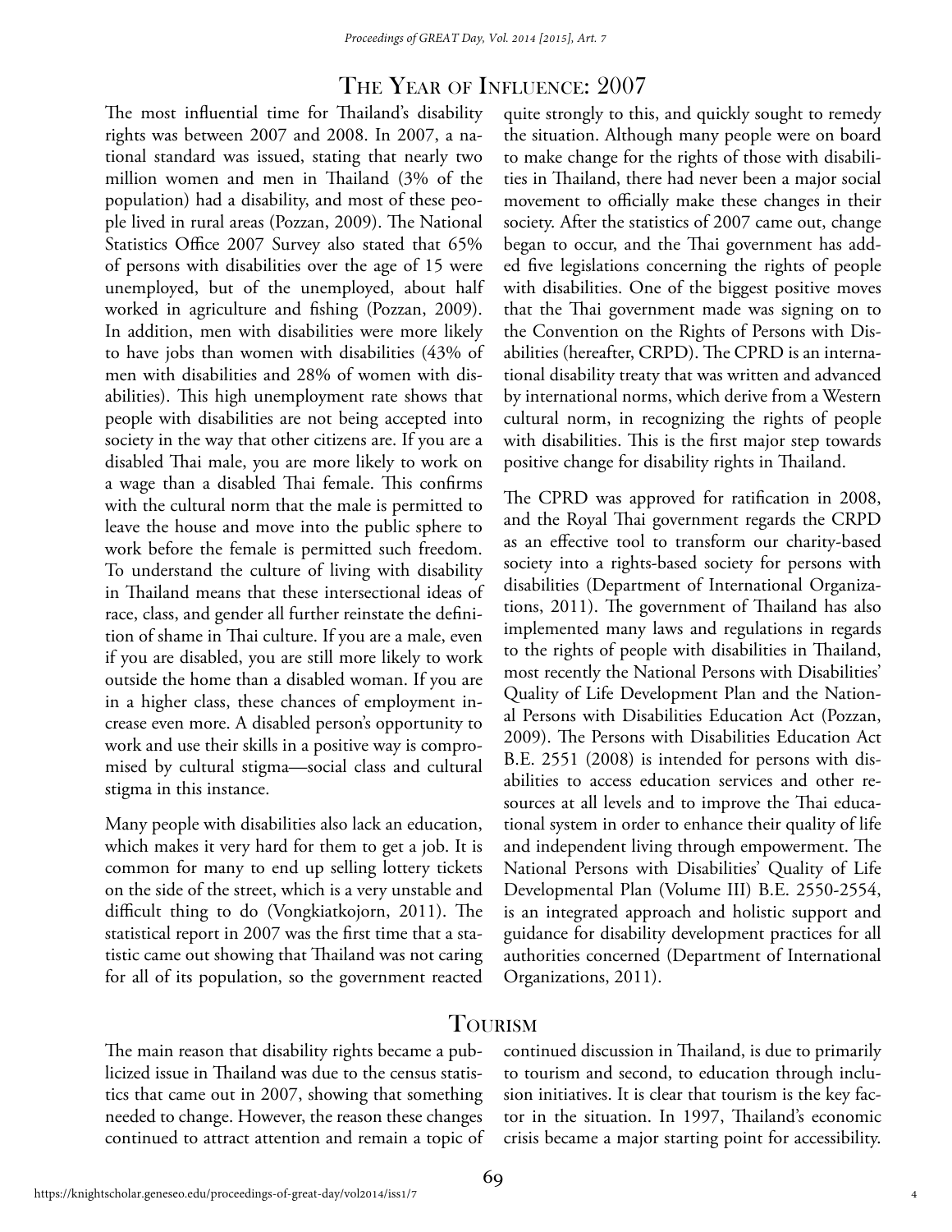## The Year of Influence: 2007

The most influential time for Thailand's disability rights was between 2007 and 2008. In 2007, a national standard was issued, stating that nearly two million women and men in Thailand (3% of the population) had a disability, and most of these people lived in rural areas (Pozzan, 2009). The National Statistics Office 2007 Survey also stated that 65% of persons with disabilities over the age of 15 were unemployed, but of the unemployed, about half worked in agriculture and fishing (Pozzan, 2009). In addition, men with disabilities were more likely to have jobs than women with disabilities (43% of men with disabilities and 28% of women with disabilities). This high unemployment rate shows that people with disabilities are not being accepted into society in the way that other citizens are. If you are a disabled Thai male, you are more likely to work on a wage than a disabled Thai female. This confirms with the cultural norm that the male is permitted to leave the house and move into the public sphere to work before the female is permitted such freedom. To understand the culture of living with disability in Thailand means that these intersectional ideas of race, class, and gender all further reinstate the definition of shame in Thai culture. If you are a male, even if you are disabled, you are still more likely to work outside the home than a disabled woman. If you are in a higher class, these chances of employment increase even more. A disabled person's opportunity to work and use their skills in a positive way is compromised by cultural stigma—social class and cultural stigma in this instance.

Many people with disabilities also lack an education, which makes it very hard for them to get a job. It is common for many to end up selling lottery tickets on the side of the street, which is a very unstable and difficult thing to do (Vongkiatkojorn, 2011). The statistical report in 2007 was the first time that a statistic came out showing that Thailand was not caring for all of its population, so the government reacted quite strongly to this, and quickly sought to remedy the situation. Although many people were on board to make change for the rights of those with disabilities in Thailand, there had never been a major social movement to officially make these changes in their society. After the statistics of 2007 came out, change began to occur, and the Thai government has added five legislations concerning the rights of people with disabilities. One of the biggest positive moves that the Thai government made was signing on to the Convention on the Rights of Persons with Disabilities (hereafter, CRPD). The CPRD is an international disability treaty that was written and advanced by international norms, which derive from a Western cultural norm, in recognizing the rights of people with disabilities. This is the first major step towards positive change for disability rights in Thailand.

The CPRD was approved for ratification in 2008, and the Royal Thai government regards the CRPD as an effective tool to transform our charity-based society into a rights-based society for persons with disabilities (Department of International Organizations, 2011). The government of Thailand has also implemented many laws and regulations in regards to the rights of people with disabilities in Thailand, most recently the National Persons with Disabilities' Quality of Life Development Plan and the National Persons with Disabilities Education Act (Pozzan, 2009). The Persons with Disabilities Education Act B.E. 2551 (2008) is intended for persons with disabilities to access education services and other resources at all levels and to improve the Thai educational system in order to enhance their quality of life and independent living through empowerment. The National Persons with Disabilities' Quality of Life Developmental Plan (Volume III) B.E. 2550-2554, is an integrated approach and holistic support and guidance for disability development practices for all authorities concerned (Department of International Organizations, 2011).

## Tourism

The main reason that disability rights became a publicized issue in Thailand was due to the census statistics that came out in 2007, showing that something needed to change. However, the reason these changes continued to attract attention and remain a topic of continued discussion in Thailand, is due to primarily to tourism and second, to education through inclusion initiatives. It is clear that tourism is the key factor in the situation. In 1997, Thailand's economic crisis became a major starting point for accessibility.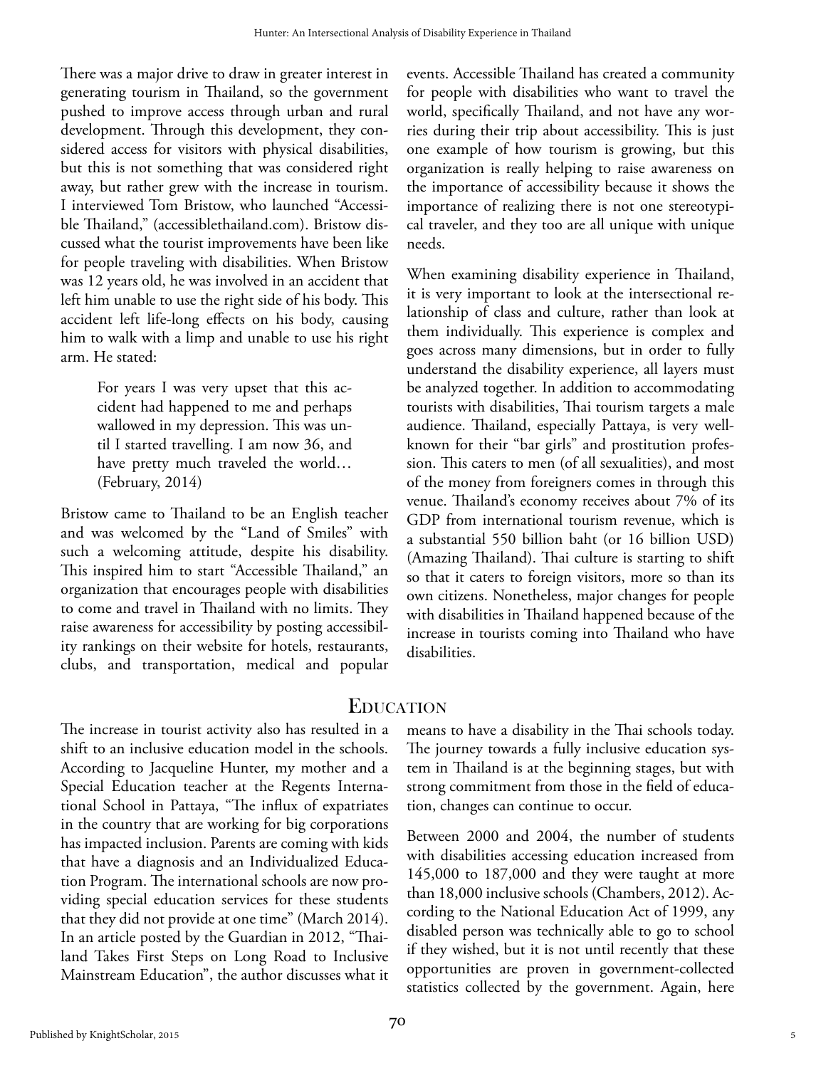There was a major drive to draw in greater interest in generating tourism in Thailand, so the government pushed to improve access through urban and rural development. Through this development, they considered access for visitors with physical disabilities, but this is not something that was considered right away, but rather grew with the increase in tourism. I interviewed Tom Bristow, who launched "Accessible Thailand," (accessiblethailand.com). Bristow discussed what the tourist improvements have been like for people traveling with disabilities. When Bristow was 12 years old, he was involved in an accident that left him unable to use the right side of his body. This accident left life-long effects on his body, causing him to walk with a limp and unable to use his right arm. He stated:

> For years I was very upset that this accident had happened to me and perhaps wallowed in my depression. This was until I started travelling. I am now 36, and have pretty much traveled the world… (February, 2014)

Bristow came to Thailand to be an English teacher and was welcomed by the "Land of Smiles" with such a welcoming attitude, despite his disability. This inspired him to start "Accessible Thailand," an organization that encourages people with disabilities to come and travel in Thailand with no limits. They raise awareness for accessibility by posting accessibility rankings on their website for hotels, restaurants, clubs, and transportation, medical and popular events. Accessible Thailand has created a community for people with disabilities who want to travel the world, specifically Thailand, and not have any worries during their trip about accessibility. This is just one example of how tourism is growing, but this organization is really helping to raise awareness on the importance of accessibility because it shows the importance of realizing there is not one stereotypical traveler, and they too are all unique with unique needs.

When examining disability experience in Thailand, it is very important to look at the intersectional relationship of class and culture, rather than look at them individually. This experience is complex and goes across many dimensions, but in order to fully understand the disability experience, all layers must be analyzed together. In addition to accommodating tourists with disabilities, Thai tourism targets a male audience. Thailand, especially Pattaya, is very well-known for their "bar girls" and prostitution profession. This caters to men (of all sexualities), and most of the money from foreigners comes in through this venue. Thailand's economy receives about 7% of its GDP from international tourism revenue, which is a substantial 550 billion baht (or 16 billion USD) (Amazing Thailand). Thai culture is starting to shift so that it caters to foreign visitors, more so than its own citizens. Nonetheless, major changes for people with disabilities in Thailand happened because of the increase in tourists coming into Thailand who have disabilities.

## Education

The increase in tourist activity also has resulted in a shift to an inclusive education model in the schools. According to Jacqueline Hunter, my mother and a Special Education teacher at the Regents International School in Pattaya, "The influx of expatriates in the country that are working for big corporations has impacted inclusion. Parents are coming with kids that have a diagnosis and an Individualized Education Program. The international schools are now providing special education services for these students that they did not provide at one time" (March 2014). In an article posted by the Guardian in 2012, "Thailand Takes First Steps on Long Road to Inclusive Mainstream Education", the author discusses what it means to have a disability in the Thai schools today. The journey towards a fully inclusive education system in Thailand is at the beginning stages, but with strong commitment from those in the field of education, changes can continue to occur.

Between 2000 and 2004, the number of students with disabilities accessing education increased from 145,000 to 187,000 and they were taught at more than 18,000 inclusive schools (Chambers, 2012). According to the National Education Act of 1999, any disabled person was technically able to go to school if they wished, but it is not until recently that these opportunities are proven in government-collected statistics collected by the government. Again, here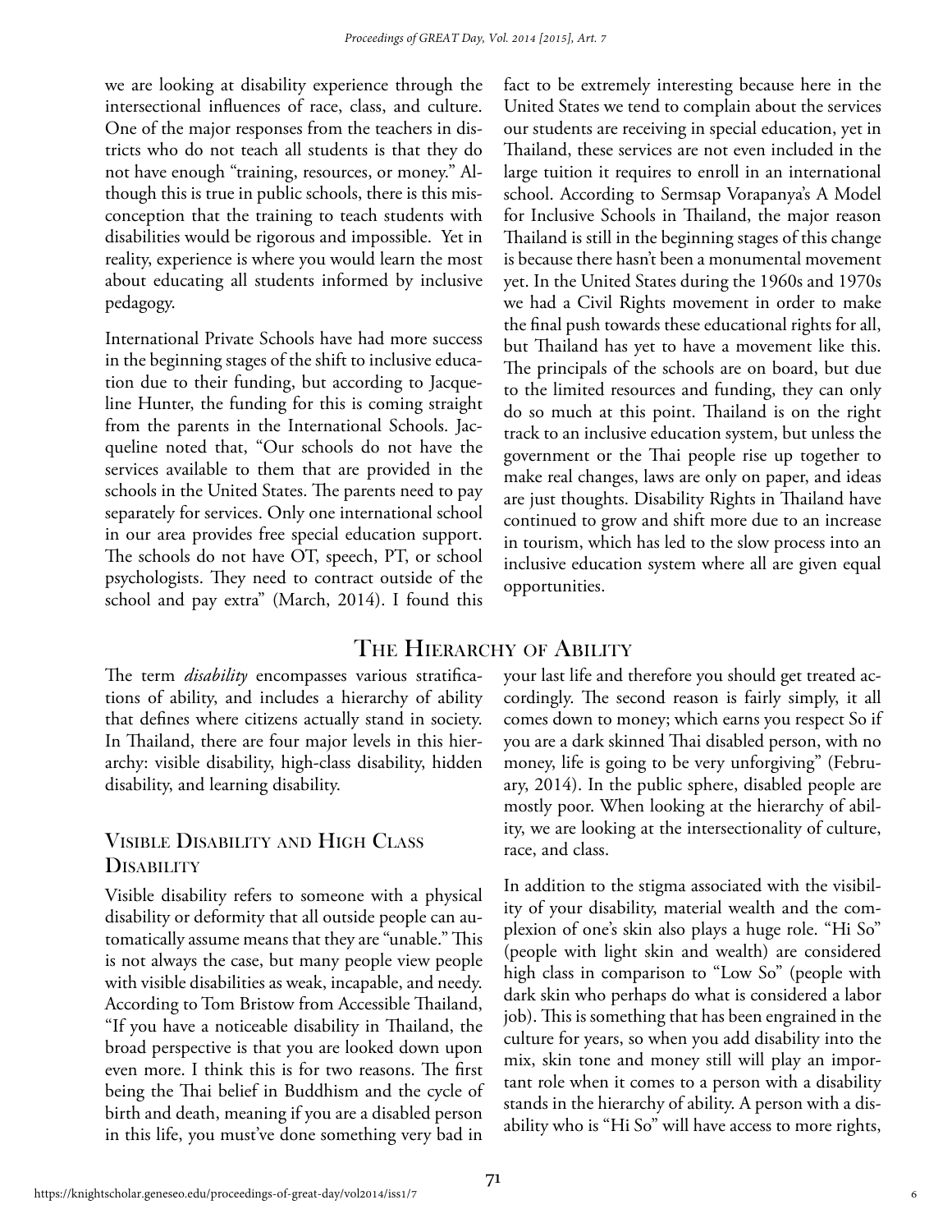we are looking at disability experience through the intersectional influences of race, class, and culture. One of the major responses from the teachers in districts who do not teach all students is that they do not have enough "training, resources, or money." Although this is true in public schools, there is this misconception that the training to teach students with disabilities would be rigorous and impossible. Yet in reality, experience is where you would learn the most about educating all students informed by inclusive pedagogy.

International Private Schools have had more success in the beginning stages of the shift to inclusive education due to their funding, but according to Jacqueline Hunter, the funding for this is coming straight from the parents in the International Schools. Jacqueline noted that, "Our schools do not have the services available to them that are provided in the schools in the United States. The parents need to pay separately for services. Only one international school in our area provides free special education support. The schools do not have OT, speech, PT, or school psychologists. They need to contract outside of the school and pay extra" (March, 2014). I found this fact to be extremely interesting because here in the United States we tend to complain about the services our students are receiving in special education, yet in Thailand, these services are not even included in the large tuition it requires to enroll in an international school. According to Sermsap Vorapanya's A Model for Inclusive Schools in Thailand, the major reason Thailand is still in the beginning stages of this change is because there hasn't been a monumental movement yet. In the United States during the 1960s and 1970s we had a Civil Rights movement in order to make the final push towards these educational rights for all, but Thailand has yet to have a movement like this. The principals of the schools are on board, but due to the limited resources and funding, they can only do so much at this point. Thailand is on the right track to an inclusive education system, but unless the government or the Thai people rise up together to make real changes, laws are only on paper, and ideas are just thoughts. Disability Rights in Thailand have continued to grow and shift more due to an increase in tourism, which has led to the slow process into an inclusive education system where all are given equal opportunities.

## The Hierarchy of Ability

The term *disability* encompasses various stratifications of ability, and includes a hierarchy of ability that defines where citizens actually stand in society. In Thailand, there are four major levels in this hierarchy: visible disability, high-class disability, hidden disability, and learning disability.

### Visible Disability and High Class Disability

Visible disability refers to someone with a physical disability or deformity that all outside people can automatically assume means that they are "unable." This is not always the case, but many people view people with visible disabilities as weak, incapable, and needy. According to Tom Bristow from Accessible Thailand, "If you have a noticeable disability in Thailand, the broad perspective is that you are looked down upon even more. I think this is for two reasons. The first being the Thai belief in Buddhism and the cycle of birth and death, meaning if you are a disabled person in this life, you must've done something very bad in your last life and therefore you should get treated accordingly. The second reason is fairly simply, it all comes down to money; which earns you respect So if you are a dark skinned Thai disabled person, with no money, life is going to be very unforgiving" (February, 2014). In the public sphere, disabled people are mostly poor. When looking at the hierarchy of ability, we are looking at the intersectionality of culture, race, and class.

In addition to the stigma associated with the visibility of your disability, material wealth and the complexion of one's skin also plays a huge role. "Hi So" (people with light skin and wealth) are considered high class in comparison to "Low So" (people with dark skin who perhaps do what is considered a labor job). This is something that has been engrained in the culture for years, so when you add disability into the mix, skin tone and money still will play an important role when it comes to a person with a disability stands in the hierarchy of ability. A person with a disability who is "Hi So" will have access to more rights,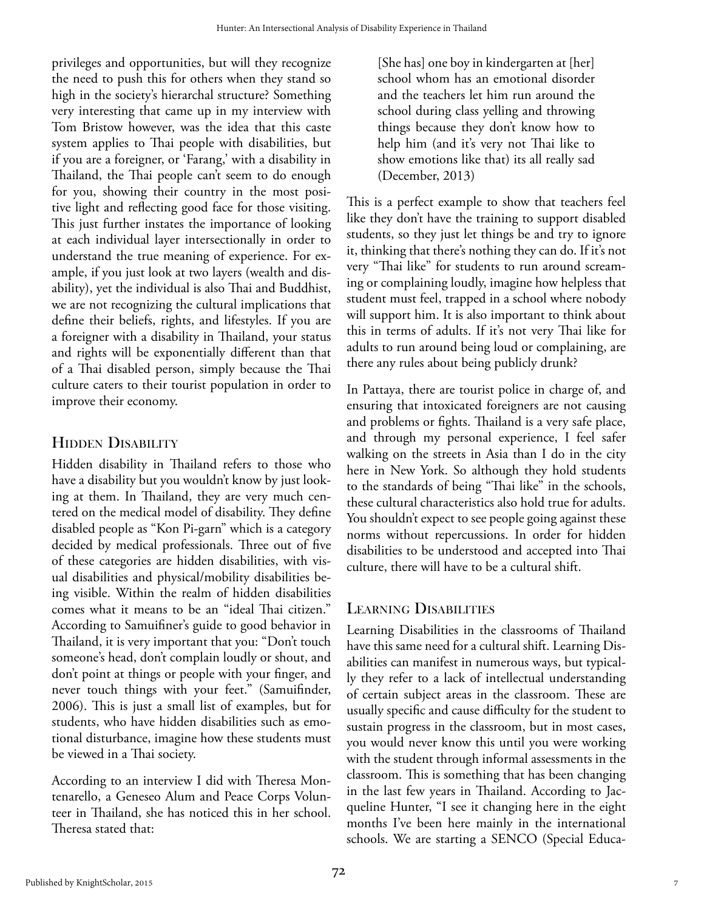privileges and opportunities, but will they recognize the need to push this for others when they stand so high in the society's hierarchal structure? Something very interesting that came up in my interview with Tom Bristow however, was the idea that this caste system applies to Thai people with disabilities, but if you are a foreigner, or 'Farang,' with a disability in Thailand, the Thai people can't seem to do enough for you, showing their country in the most positive light and reflecting good face for those visiting. This just further instates the importance of looking at each individual layer intersectionally in order to understand the true meaning of experience. For example, if you just look at two layers (wealth and disability), yet the individual is also Thai and Buddhist, we are not recognizing the cultural implications that define their beliefs, rights, and lifestyles. If you are a foreigner with a disability in Thailand, your status and rights will be exponentially different than that of a Thai disabled person, simply because the Thai culture caters to their tourist population in order to improve their economy.

## Hidden Disability

Hidden disability in Thailand refers to those who have a disability but you wouldn't know by just looking at them. In Thailand, they are very much centered on the medical model of disability. They define disabled people as "Kon Pi-garn" which is a category decided by medical professionals. Three out of five of these categories are hidden disabilities, with visual disabilities and physical/mobility disabilities being visible. Within the realm of hidden disabilities comes what it means to be an "ideal Thai citizen." According to Samuifiner's guide to good behavior in Thailand, it is very important that you: "Don't touch someone's head, don't complain loudly or shout, and don't point at things or people with your finger, and never touch things with your feet." (Samuifinder, 2006). This is just a small list of examples, but for students, who have hidden disabilities such as emotional disturbance, imagine how these students must be viewed in a Thai society.

According to an interview I did with Theresa Montenarello, a Geneseo Alum and Peace Corps Volunteer in Thailand, she has noticed this in her school. Theresa stated that:

> [She has] one boy in kindergarten at [her] school whom has an emotional disorder and the teachers let him run around the school during class yelling and throwing things because they don't know how to help him (and it's very not Thai like to show emotions like that) its all really sad (December, 2013)

This is a perfect example to show that teachers feel like they don't have the training to support disabled students, so they just let things be and try to ignore it, thinking that there's nothing they can do. If it's not very "Thai like" for students to run around screaming or complaining loudly, imagine how helpless that student must feel, trapped in a school where nobody will support him. It is also important to think about this in terms of adults. If it's not very Thai like for adults to run around being loud or complaining, are there any rules about being publicly drunk?

In Pattaya, there are tourist police in charge of, and ensuring that intoxicated foreigners are not causing and problems or fights. Thailand is a very safe place, and through my personal experience, I feel safer walking on the streets in Asia than I do in the city here in New York. So although they hold students to the standards of being "Thai like" in the schools, these cultural characteristics also hold true for adults. You shouldn't expect to see people going against these norms without repercussions. In order for hidden disabilities to be understood and accepted into Thai culture, there will have to be a cultural shift.

## Learning Disabilities

Learning Disabilities in the classrooms of Thailand have this same need for a cultural shift. Learning Disabilities can manifest in numerous ways, but typically they refer to a lack of intellectual understanding of certain subject areas in the classroom. These are usually specific and cause difficulty for the student to sustain progress in the classroom, but in most cases, you would never know this until you were working with the student through informal assessments in the classroom. This is something that has been changing in the last few years in Thailand. According to Jacqueline Hunter, "I see it changing here in the eight months I've been here mainly in the international schools. We are starting a SENCO (Special Educa-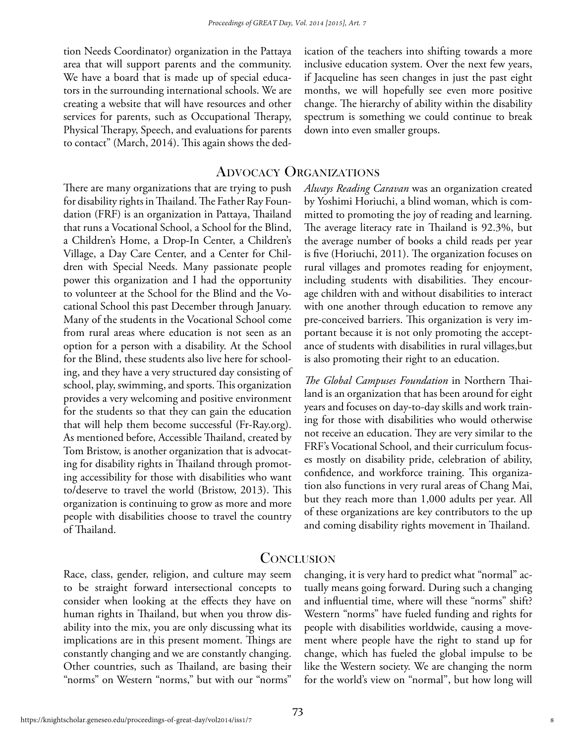tion Needs Coordinator) organization in the Pattaya area that will support parents and the community. We have a board that is made up of special educators in the surrounding international schools. We are creating a website that will have resources and other services for parents, such as Occupational Therapy, Physical Therapy, Speech, and evaluations for parents to contact" (March, 2014). This again shows the dedication of the teachers into shifting towards a more inclusive education system. Over the next few years, if Jacqueline has seen changes in just the past eight months, we will hopefully see even more positive change. The hierarchy of ability within the disability spectrum is something we could continue to break down into even smaller groups.

## Advocacy Organizations

There are many organizations that are trying to push for disability rights in Thailand. The Father Ray Foundation (FRF) is an organization in Pattaya, Thailand that runs a Vocational School, a School for the Blind, a Children's Home, a Drop-In Center, a Children's Village, a Day Care Center, and a Center for Children with Special Needs. Many passionate people power this organization and I had the opportunity to volunteer at the School for the Blind and the Vocational School this past December through January. Many of the students in the Vocational School come from rural areas where education is not seen as an option for a person with a disability. At the School for the Blind, these students also live here for schooling, and they have a very structured day consisting of school, play, swimming, and sports. This organization provides a very welcoming and positive environment for the students so that they can gain the education that will help them become successful (Fr-Ray.org). As mentioned before, Accessible Thailand, created by Tom Bristow, is another organization that is advocating for disability rights in Thailand through promoting accessibility for those with disabilities who want to/deserve to travel the world (Bristow, 2013). This organization is continuing to grow as more and more people with disabilities choose to travel the country of Thailand.

*Always Reading Caravan* was an organization created by Yoshimi Horiuchi, a blind woman, which is committed to promoting the joy of reading and learning. The average literacy rate in Thailand is 92.3%, but the average number of books a child reads per year is five (Horiuchi, 2011). The organization focuses on rural villages and promotes reading for enjoyment, including students with disabilities. They encourage children with and without disabilities to interact with one another through education to remove any pre-conceived barriers. This organization is very important because it is not only promoting the acceptance of students with disabilities in rural villages,but is also promoting their right to an education.

*The Global Campuses Foundation* in Northern Thailand is an organization that has been around for eight years and focuses on day-to-day skills and work training for those with disabilities who would otherwise not receive an education. They are very similar to the FRF's Vocational School, and their curriculum focuses mostly on disability pride, celebration of ability, confidence, and workforce training. This organization also functions in very rural areas of Chang Mai, but they reach more than 1,000 adults per year. All of these organizations are key contributors to the up and coming disability rights movement in Thailand.

## Conclusion

Race, class, gender, religion, and culture may seem to be straight forward intersectional concepts to consider when looking at the effects they have on human rights in Thailand, but when you throw disability into the mix, you are only discussing what its implications are in this present moment. Things are constantly changing and we are constantly changing. Other countries, such as Thailand, are basing their "norms" on Western "norms," but with our "norms" changing, it is very hard to predict what "normal" actually means going forward. During such a changing and influential time, where will these "norms" shift? Western "norms" have fueled funding and rights for people with disabilities worldwide, causing a movement where people have the right to stand up for change, which has fueled the global impulse to be like the Western society. We are changing the norm for the world's view on "normal", but how long will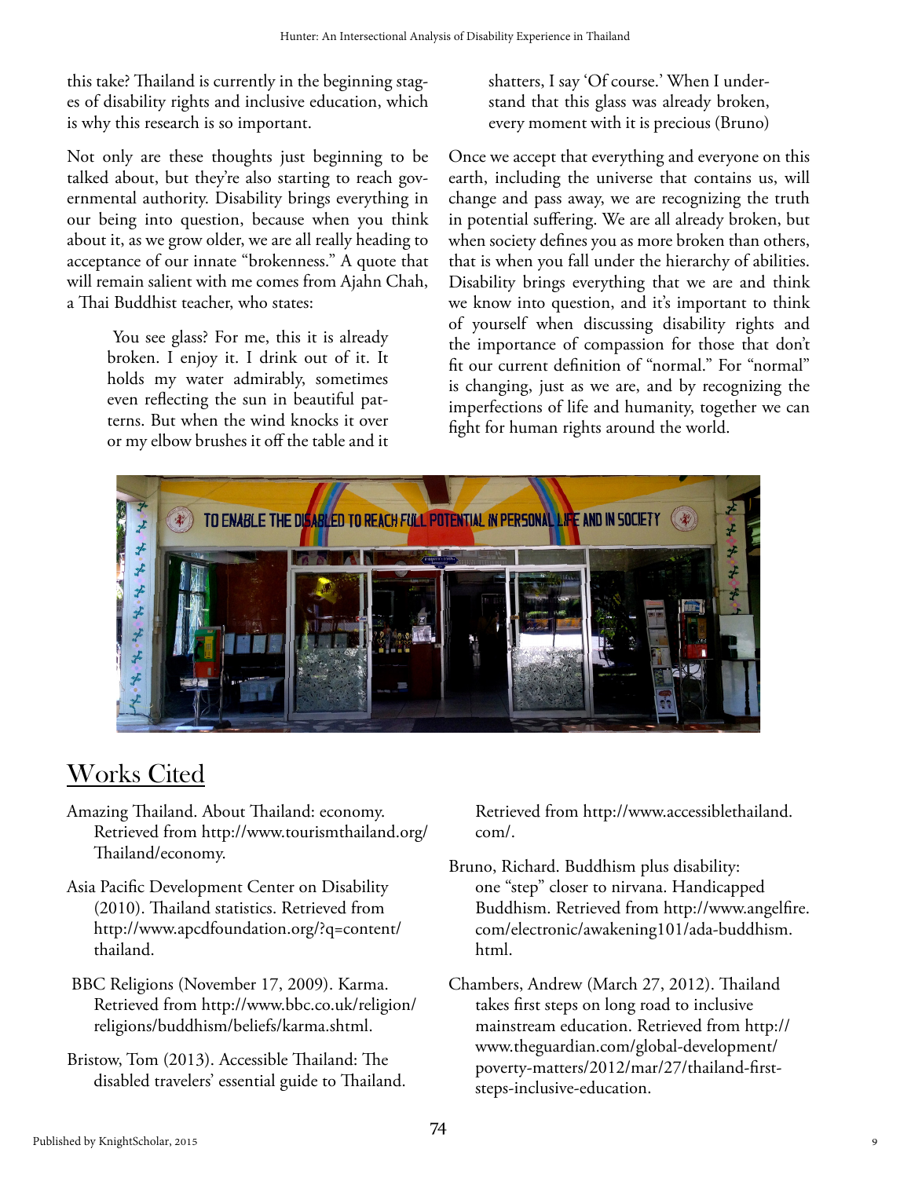this take? Thailand is currently in the beginning stages of disability rights and inclusive education, which is why this research is so important.

Not only are these thoughts just beginning to be talked about, but they're also starting to reach governmental authority. Disability brings everything in our being into question, because when you think about it, as we grow older, we are all really heading to acceptance of our innate "brokenness." A quote that will remain salient with me comes from Ajahn Chah, a Thai Buddhist teacher, who states:

> You see glass? For me, this it is already broken. I enjoy it. I drink out of it. It holds my water admirably, sometimes even reflecting the sun in beautiful patterns. But when the wind knocks it over or my elbow brushes it off the table and it shatters, I say 'Of course.' When I understand that this glass was already broken, every moment with it is precious (Bruno)

Once we accept that everything and everyone on this earth, including the universe that contains us, will change and pass away, we are recognizing the truth in potential suffering. We are all already broken, but when society defines you as more broken than others, that is when you fall under the hierarchy of abilities. Disability brings everything that we are and think we know into question, and it's important to think of yourself when discussing disability rights and the importance of compassion for those that don't fit our current definition of "normal." For "normal" is changing, just as we are, and by recognizing the imperfections of life and humanity, together we can fight for human rights around the world.

## Works Cited

Amazing Thailand. About Thailand: economy. Retrieved from http://www.tourismthailand.org/Thailand/economy.

Asia Pacific Development Center on Disability (2010). Thailand statistics. Retrieved from http://www.apcdfoundation.org/?q=content/thailand.

BBC Religions (November 17, 2009). Karma. Retrieved from http://www.bbc.co.uk/religion/religions/buddhism/beliefs/karma.shtml.

Bristow, Tom (2013). Accessible Thailand: The disabled travelers' essential guide to Thailand. Retrieved from http://www.accessiblethailand.com/.

Bruno, Richard. Buddhism plus disability: one "step" closer to nirvana. Handicapped Buddhism. Retrieved from http://www.angelfire.com/electronic/awakening101/ada-buddhism.html.

Chambers, Andrew (March 27, 2012). Thailand takes first steps on long road to inclusive mainstream education. Retrieved from http://www.theguardian.com/global-development/poverty-matters/2012/mar/27/thailand-first-steps-inclusive-education.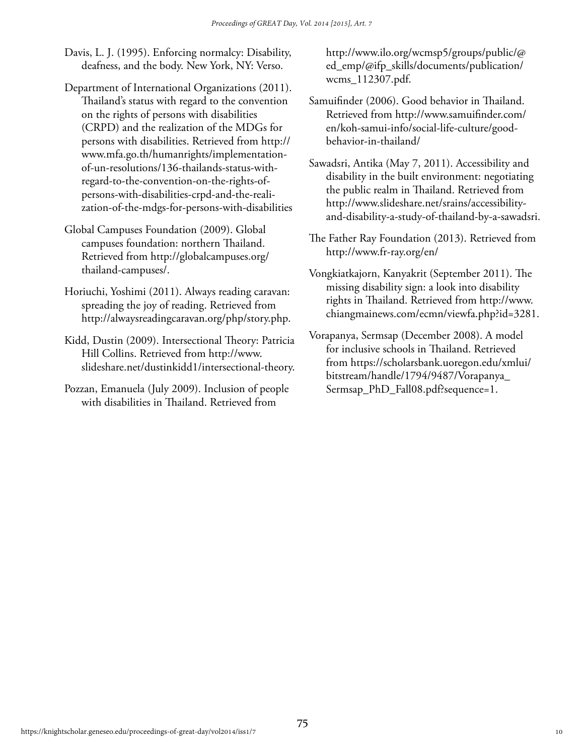Davis, L. J. (1995). Enforcing normalcy: Disability, deafness, and the body. New York, NY: Verso.

Department of International Organizations (2011). Thailand's status with regard to the convention on the rights of persons with disabilities (CRPD) and the realization of the MDGs for persons with disabilities. Retrieved from http://www.mfa.go.th/humanrights/implementation-of-un-resolutions/136-thailands-status-with-regard-to-the-convention-on-the-rights-of-persons-with-disabilities-crpd-and-the-realization-of-the-mdgs-for-persons-with-disabilities

Global Campuses Foundation (2009). Global campuses foundation: northern Thailand. Retrieved from http://globalcampuses.org/thailand-campuses/.

Horiuchi, Yoshimi (2011). Always reading caravan: spreading the joy of reading. Retrieved from http://alwaysreadingcaravan.org/php/story.php.

Kidd, Dustin (2009). Intersectional Theory: Patricia Hill Collins. Retrieved from http://www.slideshare.net/dustinkidd1/intersectional-theory.

Pozzan, Emanuela (July 2009). Inclusion of people with disabilities in Thailand. Retrieved from http://www.ilo.org/wcmsp5/groups/public/@ed_emp/@ifp_skills/documents/publication/wcms_112307.pdf.

Samuifinder (2006). Good behavior in Thailand. Retrieved from http://www.samuifinder.com/en/koh-samui-info/social-life-culture/good-behavior-in-thailand/

Sawadsri, Antika (May 7, 2011). Accessibility and disability in the built environment: negotiating the public realm in Thailand. Retrieved from http://www.slideshare.net/srains/accessibility-and-disability-a-study-of-thailand-by-a-sawadsri.

The Father Ray Foundation (2013). Retrieved from http://www.fr-ray.org/en/

Vongkiatkajorn, Kanyakrit (September 2011). The missing disability sign: a look into disability rights in Thailand. Retrieved from http://www.chiangmainews.com/ecmn/viewfa.php?id=3281.

Vorapanya, Sermsap (December 2008). A model for inclusive schools in Thailand. Retrieved from https://scholarsbank.uoregon.edu/xmlui/bitstream/handle/1794/9487/Vorapanya_Sermsap_PhD_Fall08.pdf?sequence=1.